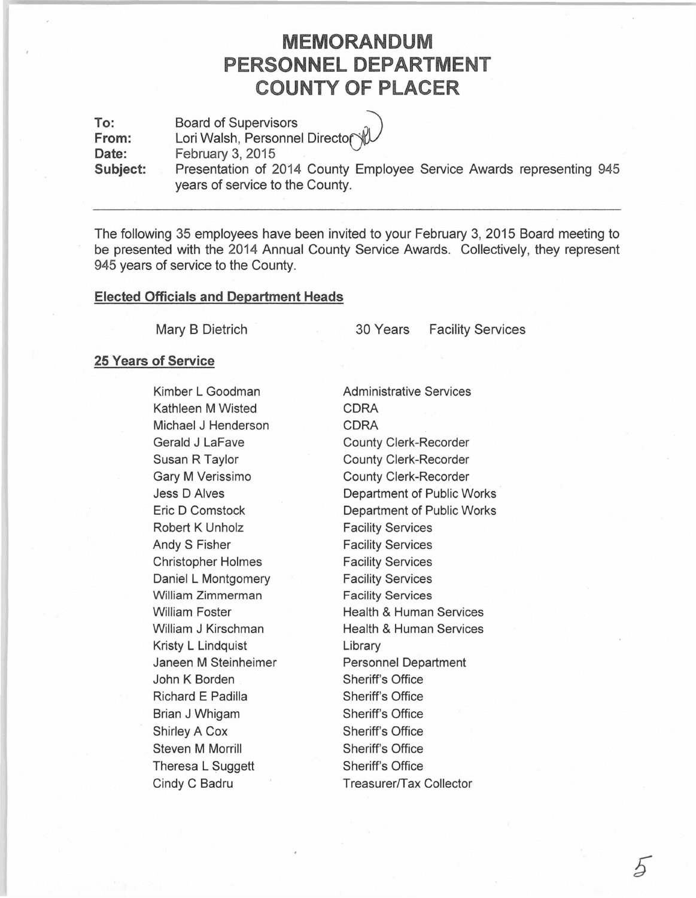# MEMORANDUM
# PERSONNEL DEPARTMENT
# COUNTY OF PLACER

**To:** Board of Supervisors
**From:** Lori Walsh, Personnel Director
**Date:** February 3, 2015
**Subject:** Presentation of 2014 County Employee Service Awards representing 945 years of service to the County.

---

The following 35 employees have been invited to your February 3, 2015 Board meeting to be presented with the 2014 Annual County Service Awards. Collectively, they represent 945 years of service to the County.

**Elected Officials and Department Heads**

| | | |
|---|---|---|
| Mary B Dietrich | 30 Years | Facility Services |

**25 Years of Service**

| | |
|---|---|
| Kimber L Goodman | Administrative Services |
| Kathleen M Wisted | CDRA |
| Michael J Henderson | CDRA |
| Gerald J LaFave | County Clerk-Recorder |
| Susan R Taylor | County Clerk-Recorder |
| Gary M Verissimo | County Clerk-Recorder |
| Jess D Alves | Department of Public Works |
| Eric D Comstock | Department of Public Works |
| Robert K Unholz | Facility Services |
| Andy S Fisher | Facility Services |
| Christopher Holmes | Facility Services |
| Daniel L Montgomery | Facility Services |
| William Zimmerman | Facility Services |
| William Foster | Health & Human Services |
| William J Kirschman | Health & Human Services |
| Kristy L Lindquist | Library |
| Janeen M Steinheimer | Personnel Department |
| John K Borden | Sheriff's Office |
| Richard E Padilla | Sheriff's Office |
| Brian J Whigam | Sheriff's Office |
| Shirley A Cox | Sheriff's Office |
| Steven M Morrill | Sheriff's Office |
| Theresa L Suggett | Sheriff's Office |
| Cindy C Badru | Treasurer/Tax Collector |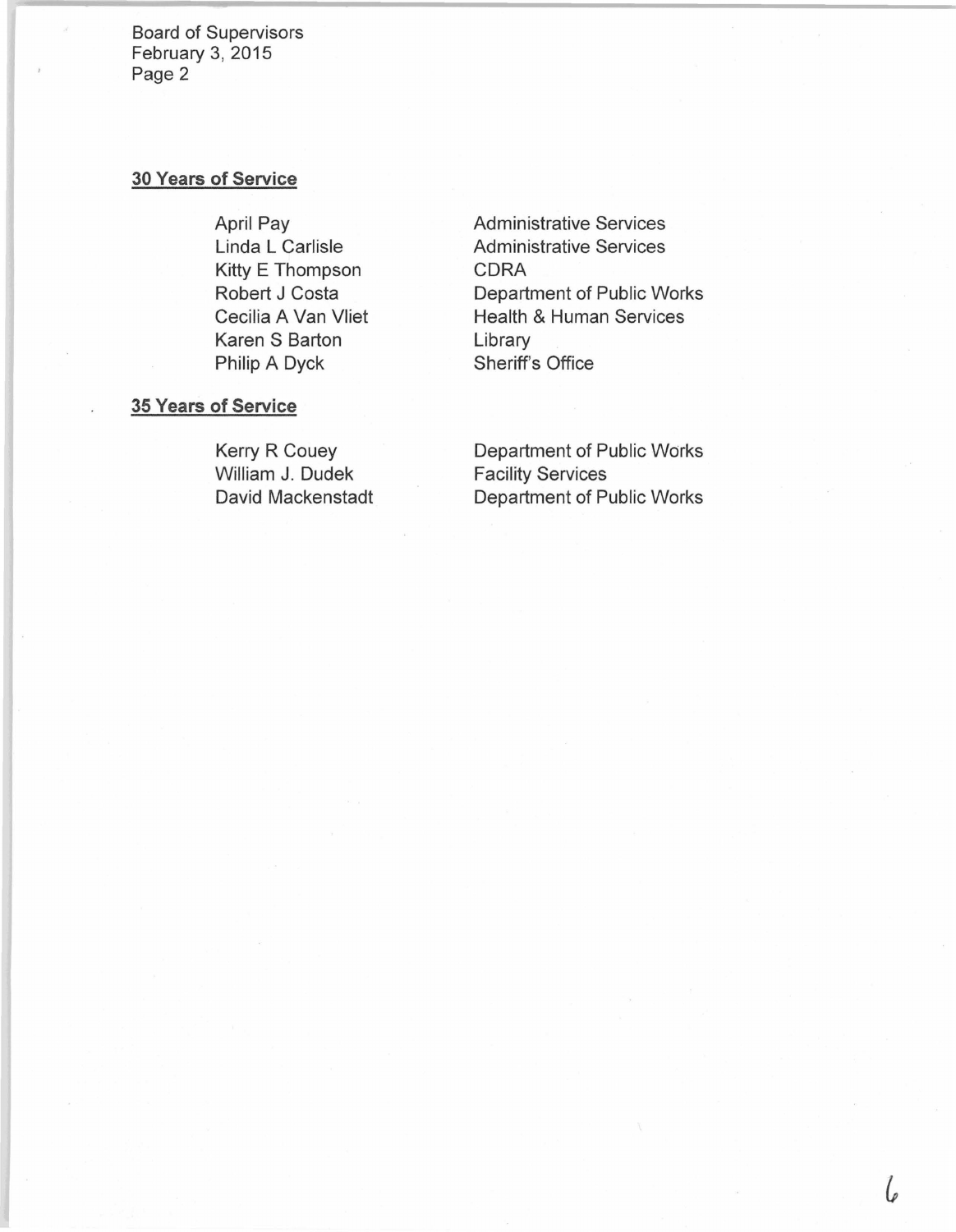**30 Years of Service**

| | |
|---|---|
| April Pay | Administrative Services |
| Linda L Carlisle | Administrative Services |
| Kitty E Thompson | CDRA |
| Robert J Costa | Department of Public Works |
| Cecilia A Van Vliet | Health & Human Services |
| Karen S Barton | Library |
| Philip A Dyck | Sheriff's Office |

**35 Years of Service**

| | |
|---|---|
| Kerry R Couey | Department of Public Works |
| William J. Dudek | Facility Services |
| David Mackenstadt | Department of Public Works |